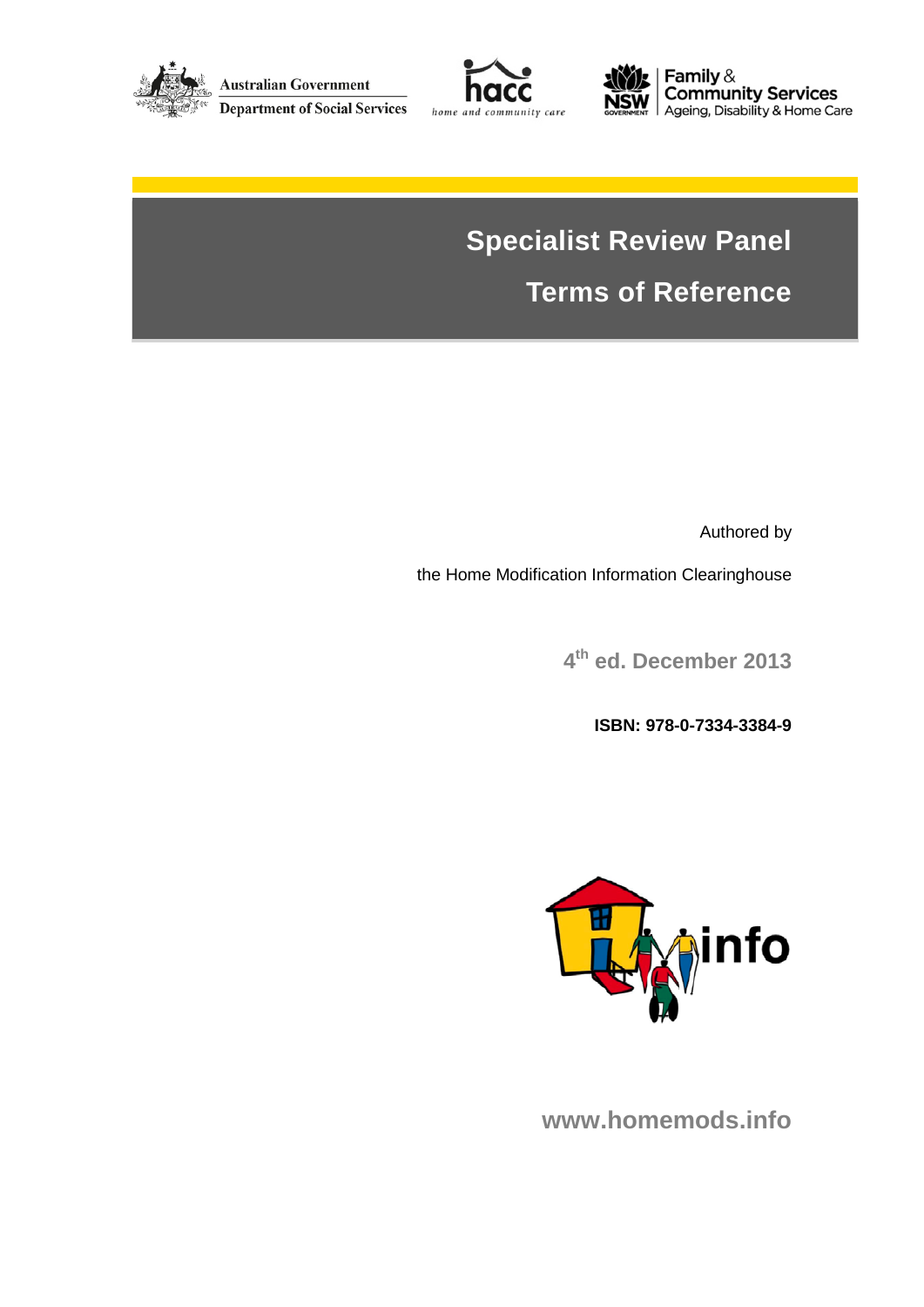Australian Government
Department of Social Services

hacc
home and community care

NSW Government
Family & Community Services
Ageing, Disability & Home Care

# Specialist Review Panel

# Terms of Reference

Authored by

the Home Modification Information Clearinghouse

**4th ed. December 2013**

**ISBN: 978-0-7334-3384-9**

**www.homemods.info**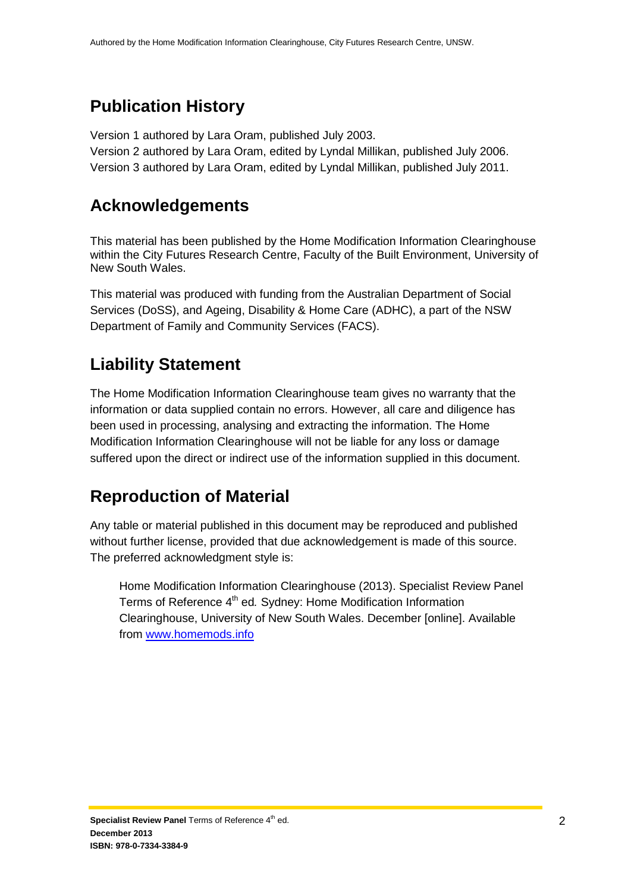## Publication History

Version 1 authored by Lara Oram, published July 2003.
Version 2 authored by Lara Oram, edited by Lyndal Millikan, published July 2006.
Version 3 authored by Lara Oram, edited by Lyndal Millikan, published July 2011.

## Acknowledgements

This material has been published by the Home Modification Information Clearinghouse within the City Futures Research Centre, Faculty of the Built Environment, University of New South Wales.

This material was produced with funding from the Australian Department of Social Services (DoSS), and Ageing, Disability & Home Care (ADHC), a part of the NSW Department of Family and Community Services (FACS).

## Liability Statement

The Home Modification Information Clearinghouse team gives no warranty that the information or data supplied contain no errors. However, all care and diligence has been used in processing, analysing and extracting the information. The Home Modification Information Clearinghouse will not be liable for any loss or damage suffered upon the direct or indirect use of the information supplied in this document.

## Reproduction of Material

Any table or material published in this document may be reproduced and published without further license, provided that due acknowledgement is made of this source. The preferred acknowledgment style is:

> Home Modification Information Clearinghouse (2013). Specialist Review Panel Terms of Reference 4th ed. Sydney: Home Modification Information Clearinghouse, University of New South Wales. December [online]. Available from [www.homemods.info](www.homemods.info)

**Specialist Review Panel** Terms of Reference 4th ed.
**December 2013**
**ISBN: 978-0-7334-3384-9**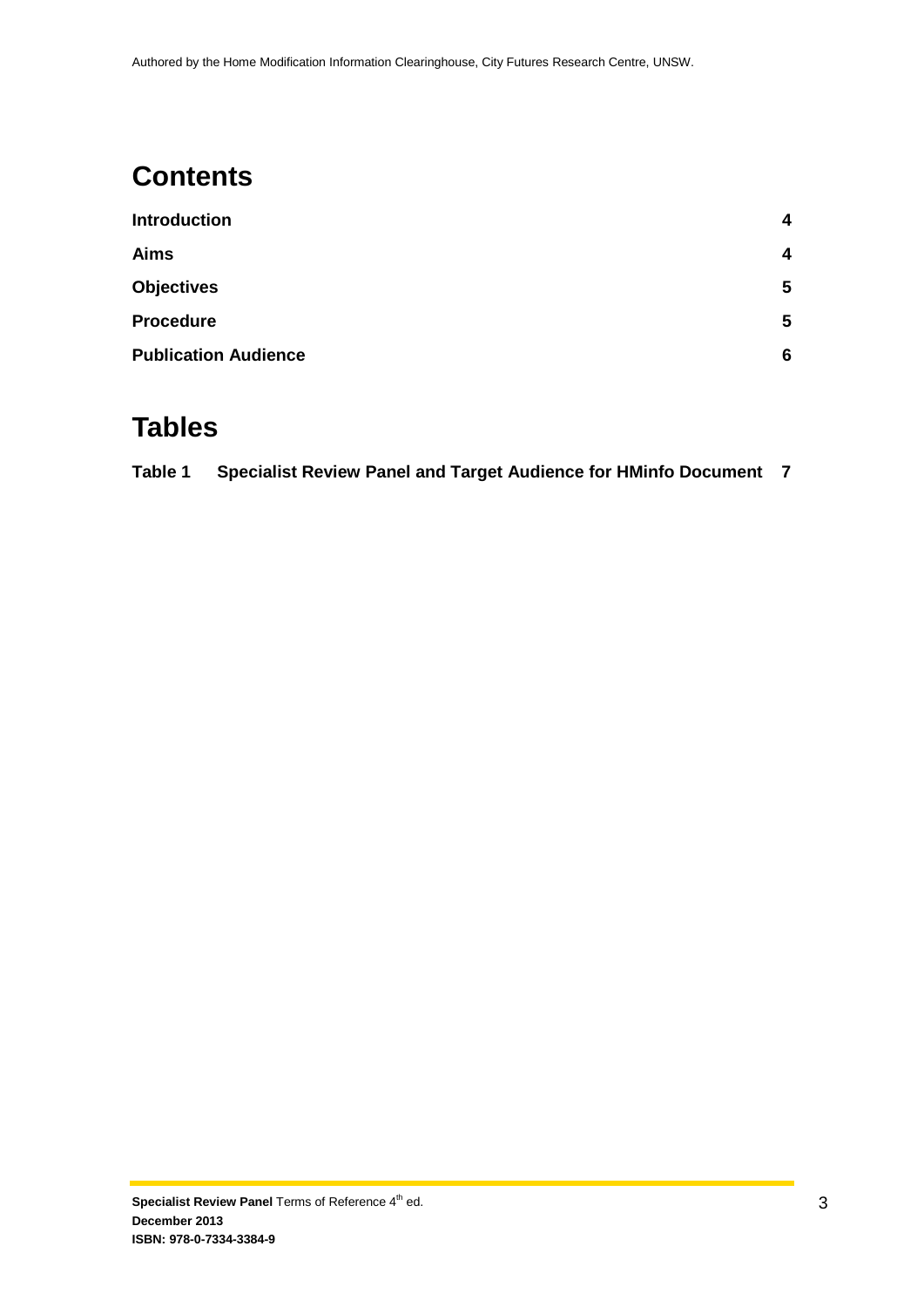# Contents

| | |
|---|---|
| **Introduction** | **4** |
| **Aims** | **4** |
| **Objectives** | **5** |
| **Procedure** | **5** |
| **Publication Audience** | **6** |

# Tables

| | | |
|---|---|---|
| **Table 1** | **Specialist Review Panel and Target Audience for HMinfo Document** | **7** |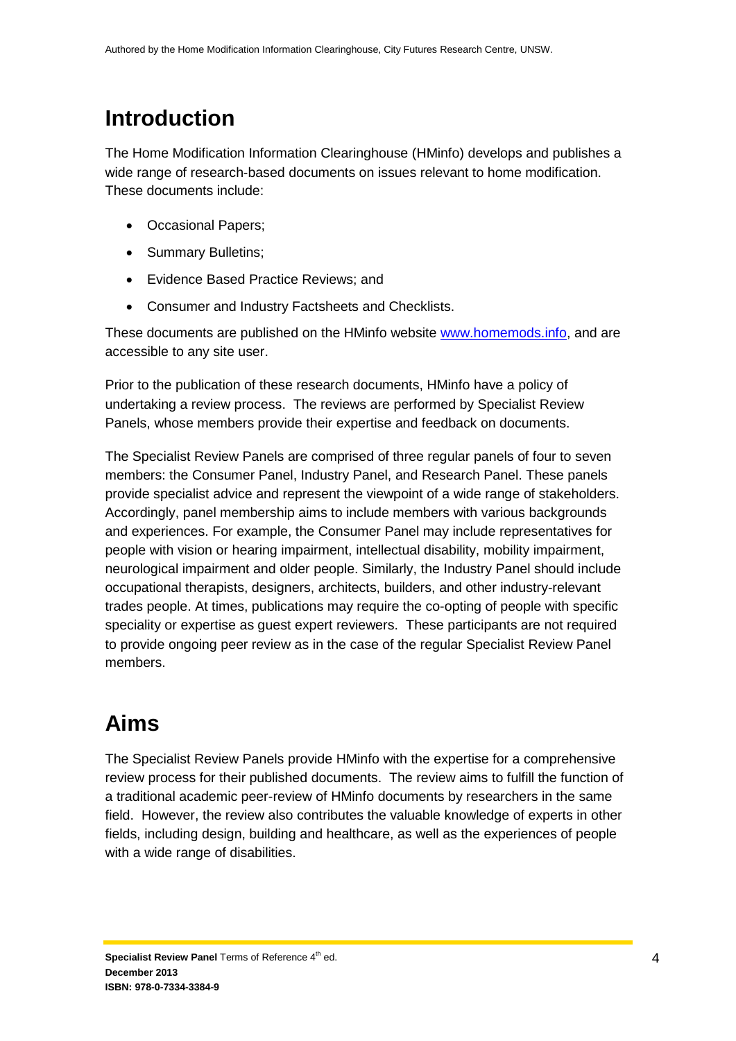# Introduction

The Home Modification Information Clearinghouse (HMinfo) develops and publishes a wide range of research-based documents on issues relevant to home modification. These documents include:

- Occasional Papers;
- Summary Bulletins;
- Evidence Based Practice Reviews; and
- Consumer and Industry Factsheets and Checklists.

These documents are published on the HMinfo website www.homemods.info, and are accessible to any site user.

Prior to the publication of these research documents, HMinfo have a policy of undertaking a review process. The reviews are performed by Specialist Review Panels, whose members provide their expertise and feedback on documents.

The Specialist Review Panels are comprised of three regular panels of four to seven members: the Consumer Panel, Industry Panel, and Research Panel. These panels provide specialist advice and represent the viewpoint of a wide range of stakeholders. Accordingly, panel membership aims to include members with various backgrounds and experiences. For example, the Consumer Panel may include representatives for people with vision or hearing impairment, intellectual disability, mobility impairment, neurological impairment and older people. Similarly, the Industry Panel should include occupational therapists, designers, architects, builders, and other industry-relevant trades people. At times, publications may require the co-opting of people with specific speciality or expertise as guest expert reviewers. These participants are not required to provide ongoing peer review as in the case of the regular Specialist Review Panel members.

# Aims

The Specialist Review Panels provide HMinfo with the expertise for a comprehensive review process for their published documents. The review aims to fulfill the function of a traditional academic peer-review of HMinfo documents by researchers in the same field. However, the review also contributes the valuable knowledge of experts in other fields, including design, building and healthcare, as well as the experiences of people with a wide range of disabilities.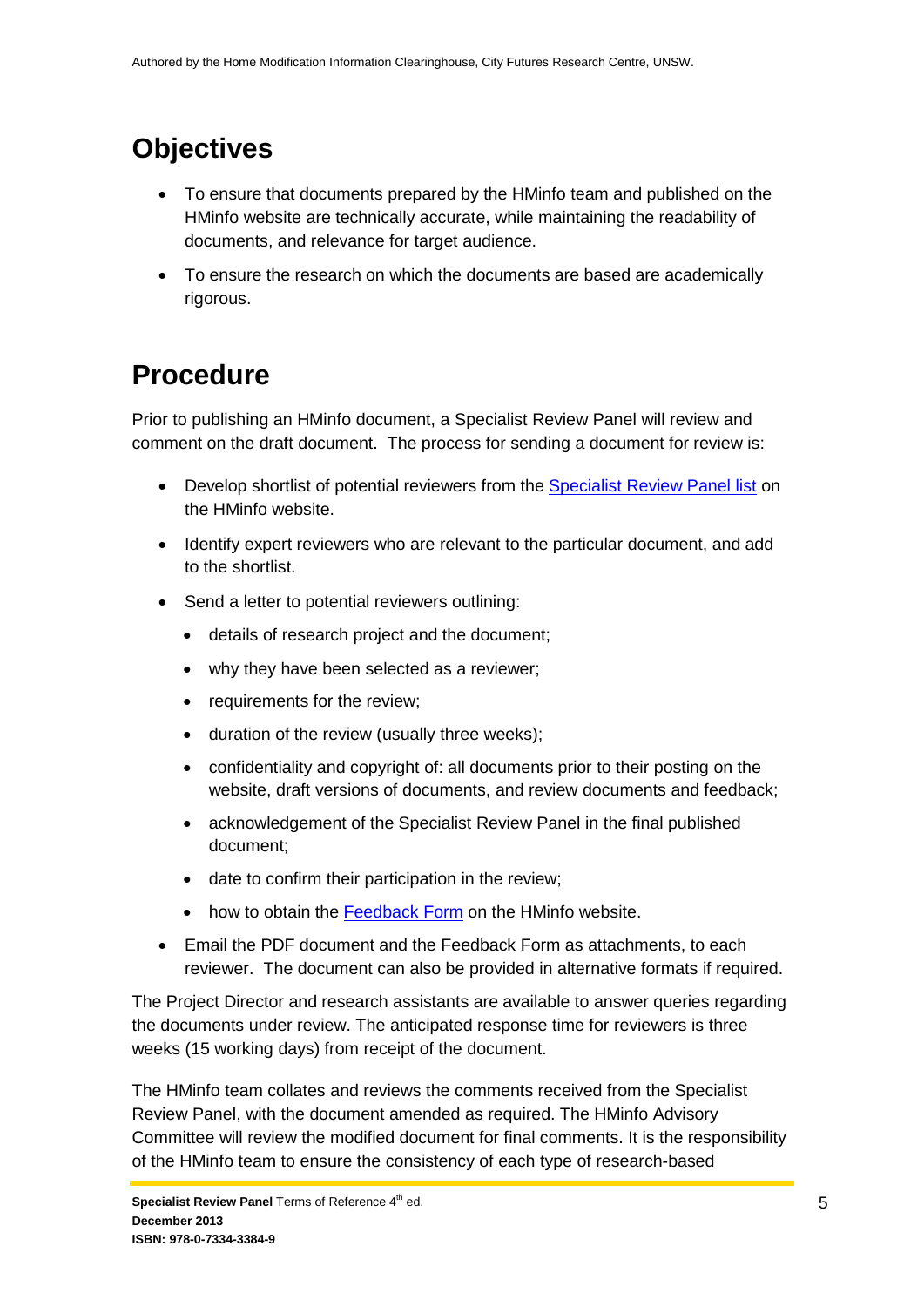## Objectives

- To ensure that documents prepared by the HMinfo team and published on the HMinfo website are technically accurate, while maintaining the readability of documents, and relevance for target audience.
- To ensure the research on which the documents are based are academically rigorous.

## Procedure

Prior to publishing an HMinfo document, a Specialist Review Panel will review and comment on the draft document. The process for sending a document for review is:

- Develop shortlist of potential reviewers from the Specialist Review Panel list on the HMinfo website.
- Identify expert reviewers who are relevant to the particular document, and add to the shortlist.
- Send a letter to potential reviewers outlining:
  - details of research project and the document;
  - why they have been selected as a reviewer;
  - requirements for the review;
  - duration of the review (usually three weeks);
  - confidentiality and copyright of: all documents prior to their posting on the website, draft versions of documents, and review documents and feedback;
  - acknowledgement of the Specialist Review Panel in the final published document;
  - date to confirm their participation in the review;
  - how to obtain the Feedback Form on the HMinfo website.
- Email the PDF document and the Feedback Form as attachments, to each reviewer. The document can also be provided in alternative formats if required.

The Project Director and research assistants are available to answer queries regarding the documents under review. The anticipated response time for reviewers is three weeks (15 working days) from receipt of the document.

The HMinfo team collates and reviews the comments received from the Specialist Review Panel, with the document amended as required. The HMinfo Advisory Committee will review the modified document for final comments. It is the responsibility of the HMinfo team to ensure the consistency of each type of research-based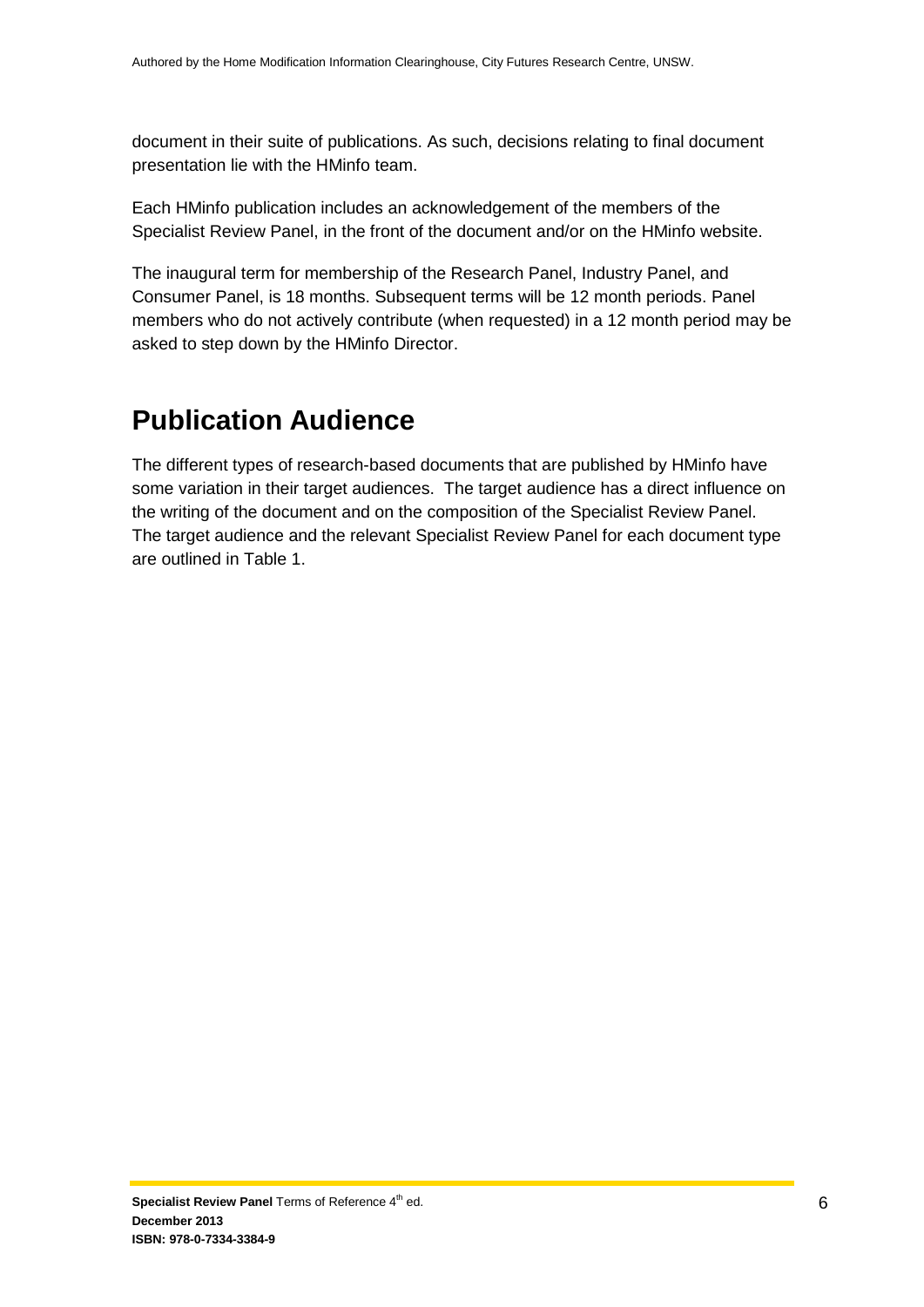document in their suite of publications. As such, decisions relating to final document presentation lie with the HMinfo team.

Each HMinfo publication includes an acknowledgement of the members of the Specialist Review Panel, in the front of the document and/or on the HMinfo website.

The inaugural term for membership of the Research Panel, Industry Panel, and Consumer Panel, is 18 months. Subsequent terms will be 12 month periods. Panel members who do not actively contribute (when requested) in a 12 month period may be asked to step down by the HMinfo Director.

## Publication Audience

The different types of research-based documents that are published by HMinfo have some variation in their target audiences. The target audience has a direct influence on the writing of the document and on the composition of the Specialist Review Panel. The target audience and the relevant Specialist Review Panel for each document type are outlined in Table 1.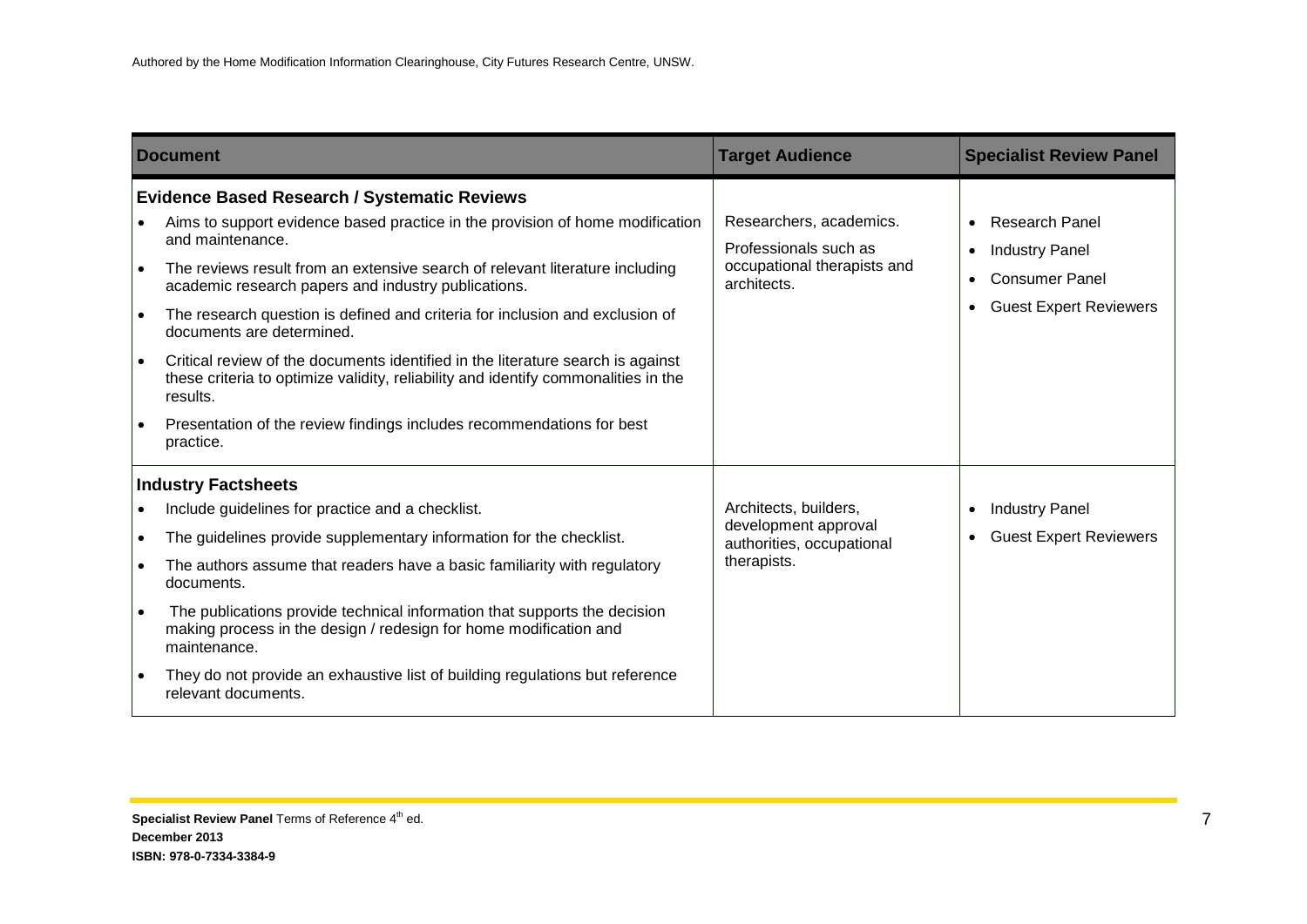| Document | Target Audience | Specialist Review Panel |
|---|---|---|
| **Evidence Based Research / Systematic Reviews**<br>• Aims to support evidence based practice in the provision of home modification and maintenance.<br>• The reviews result from an extensive search of relevant literature including academic research papers and industry publications.<br>• The research question is defined and criteria for inclusion and exclusion of documents are determined.<br>• Critical review of the documents identified in the literature search is against these criteria to optimize validity, reliability and identify commonalities in the results.<br>• Presentation of the review findings includes recommendations for best practice. | Researchers, academics.<br>Professionals such as occupational therapists and architects. | • Research Panel<br>• Industry Panel<br>• Consumer Panel<br>• Guest Expert Reviewers |
| **Industry Factsheets**<br>• Include guidelines for practice and a checklist.<br>• The guidelines provide supplementary information for the checklist.<br>• The authors assume that readers have a basic familiarity with regulatory documents.<br>• The publications provide technical information that supports the decision making process in the design / redesign for home modification and maintenance.<br>• They do not provide an exhaustive list of building regulations but reference relevant documents. | Architects, builders, development approval authorities, occupational therapists. | • Industry Panel<br>• Guest Expert Reviewers |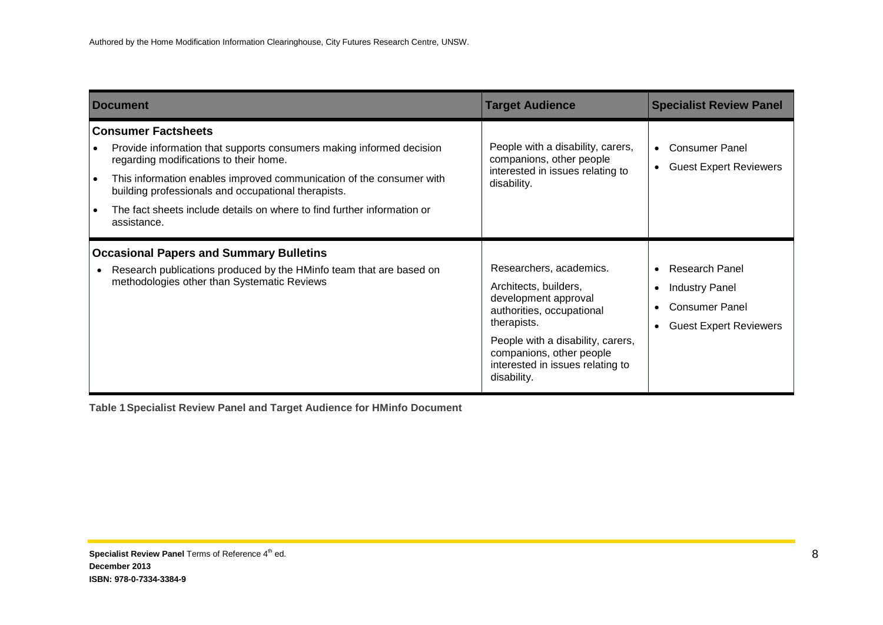| Document | Target Audience | Specialist Review Panel |
|---|---|---|
| **Consumer Factsheets**<br>• Provide information that supports consumers making informed decision regarding modifications to their home.<br>• This information enables improved communication of the consumer with building professionals and occupational therapists.<br>• The fact sheets include details on where to find further information or assistance. | People with a disability, carers, companions, other people interested in issues relating to disability. | • Consumer Panel<br>• Guest Expert Reviewers |
| **Occasional Papers and Summary Bulletins**<br>• Research publications produced by the HMinfo team that are based on methodologies other than Systematic Reviews | Researchers, academics.<br>Architects, builders, development approval authorities, occupational therapists.<br>People with a disability, carers, companions, other people interested in issues relating to disability. | • Research Panel<br>• Industry Panel<br>• Consumer Panel<br>• Guest Expert Reviewers |

**Table 1 Specialist Review Panel and Target Audience for HMinfo Document**